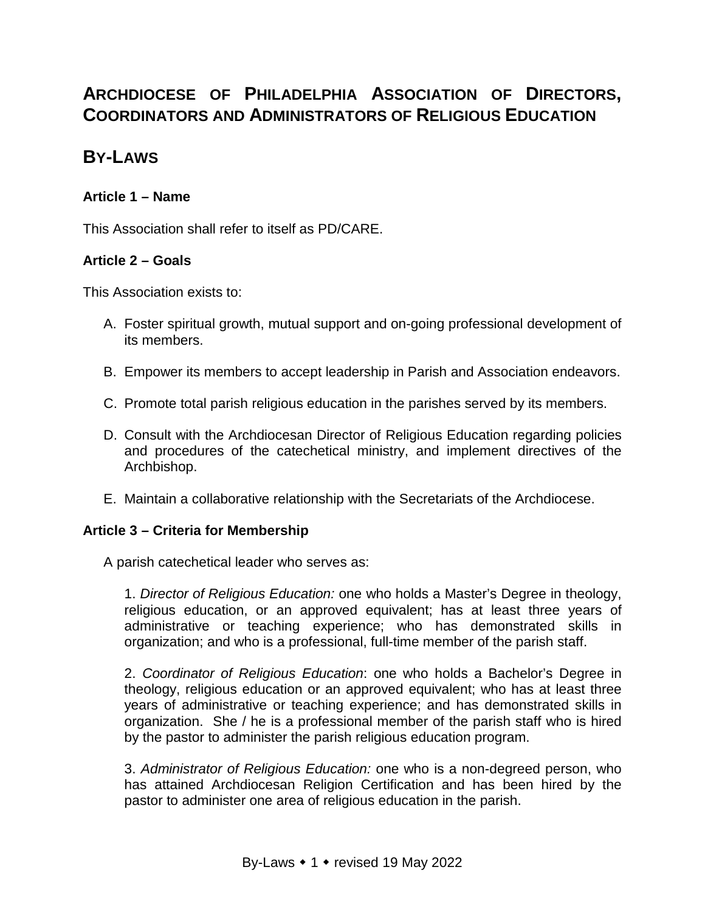# Archdiocese of Philadelphia Association of Directors, Coordinators and Administrators of Religious Education

# By-Laws

### Article 1 – Name

This Association shall refer to itself as PD/CARE.

### Article 2 – Goals

This Association exists to:

A. Foster spiritual growth, mutual support and on-going professional development of its members.

B. Empower its members to accept leadership in Parish and Association endeavors.

C. Promote total parish religious education in the parishes served by its members.

D. Consult with the Archdiocesan Director of Religious Education regarding policies and procedures of the catechetical ministry, and implement directives of the Archbishop.

E. Maintain a collaborative relationship with the Secretariats of the Archdiocese.

### Article 3 – Criteria for Membership

A parish catechetical leader who serves as:

1. *Director of Religious Education:* one who holds a Master's Degree in theology, religious education, or an approved equivalent; has at least three years of administrative or teaching experience; who has demonstrated skills in organization; and who is a professional, full-time member of the parish staff.

2. *Coordinator of Religious Education*: one who holds a Bachelor's Degree in theology, religious education or an approved equivalent; who has at least three years of administrative or teaching experience; and has demonstrated skills in organization. She / he is a professional member of the parish staff who is hired by the pastor to administer the parish religious education program.

3. *Administrator of Religious Education:* one who is a non-degreed person, who has attained Archdiocesan Religion Certification and has been hired by the pastor to administer one area of religious education in the parish.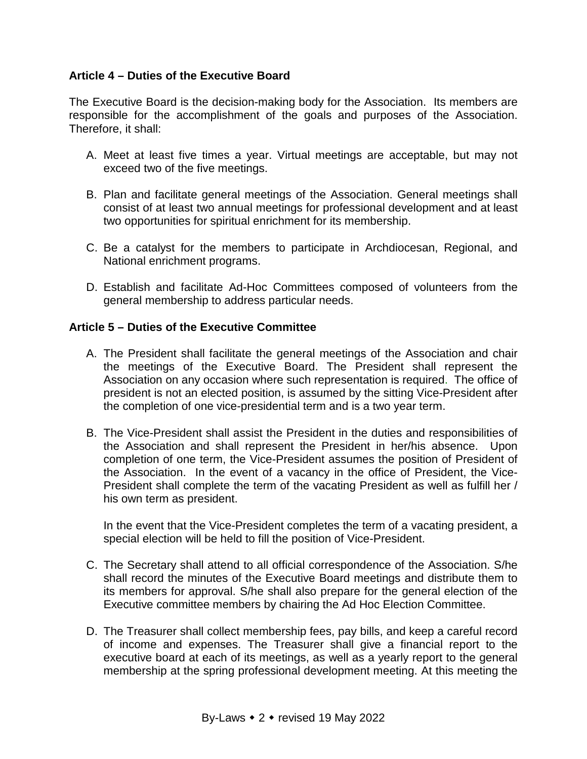**Article 4 – Duties of the Executive Board**

The Executive Board is the decision-making body for the Association. Its members are responsible for the accomplishment of the goals and purposes of the Association. Therefore, it shall:

A. Meet at least five times a year. Virtual meetings are acceptable, but may not exceed two of the five meetings.

B. Plan and facilitate general meetings of the Association. General meetings shall consist of at least two annual meetings for professional development and at least two opportunities for spiritual enrichment for its membership.

C. Be a catalyst for the members to participate in Archdiocesan, Regional, and National enrichment programs.

D. Establish and facilitate Ad-Hoc Committees composed of volunteers from the general membership to address particular needs.

**Article 5 – Duties of the Executive Committee**

A. The President shall facilitate the general meetings of the Association and chair the meetings of the Executive Board. The President shall represent the Association on any occasion where such representation is required. The office of president is not an elected position, is assumed by the sitting Vice-President after the completion of one vice-presidential term and is a two year term.

B. The Vice-President shall assist the President in the duties and responsibilities of the Association and shall represent the President in her/his absence. Upon completion of one term, the Vice-President assumes the position of President of the Association. In the event of a vacancy in the office of President, the Vice-President shall complete the term of the vacating President as well as fulfill her / his own term as president.

   In the event that the Vice-President completes the term of a vacating president, a special election will be held to fill the position of Vice-President.

C. The Secretary shall attend to all official correspondence of the Association. S/he shall record the minutes of the Executive Board meetings and distribute them to its members for approval. S/he shall also prepare for the general election of the Executive committee members by chairing the Ad Hoc Election Committee.

D. The Treasurer shall collect membership fees, pay bills, and keep a careful record of income and expenses. The Treasurer shall give a financial report to the executive board at each of its meetings, as well as a yearly report to the general membership at the spring professional development meeting. At this meeting the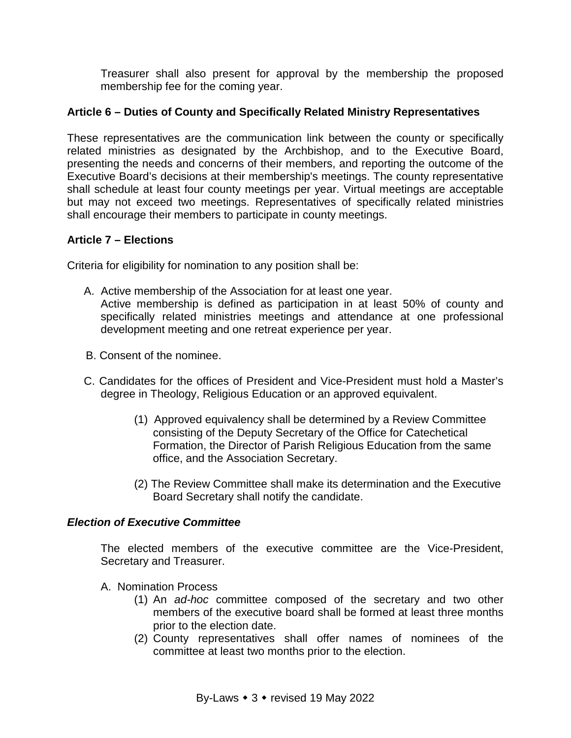Treasurer shall also present for approval by the membership the proposed membership fee for the coming year.

### Article 6 – Duties of County and Specifically Related Ministry Representatives

These representatives are the communication link between the county or specifically related ministries as designated by the Archbishop, and to the Executive Board, presenting the needs and concerns of their members, and reporting the outcome of the Executive Board's decisions at their membership's meetings. The county representative shall schedule at least four county meetings per year. Virtual meetings are acceptable but may not exceed two meetings. Representatives of specifically related ministries shall encourage their members to participate in county meetings.

### Article 7 – Elections

Criteria for eligibility for nomination to any position shall be:

A. Active membership of the Association for at least one year.
   Active membership is defined as participation in at least 50% of county and specifically related ministries meetings and attendance at one professional development meeting and one retreat experience per year.

B. Consent of the nominee.

C. Candidates for the offices of President and Vice-President must hold a Master's degree in Theology, Religious Education or an approved equivalent.

   (1) Approved equivalency shall be determined by a Review Committee consisting of the Deputy Secretary of the Office for Catechetical Formation, the Director of Parish Religious Education from the same office, and the Association Secretary.

   (2) The Review Committee shall make its determination and the Executive Board Secretary shall notify the candidate.

#### *Election of Executive Committee*

The elected members of the executive committee are the Vice-President, Secretary and Treasurer.

A. Nomination Process
   (1) An *ad-hoc* committee composed of the secretary and two other members of the executive board shall be formed at least three months prior to the election date.
   (2) County representatives shall offer names of nominees of the committee at least two months prior to the election.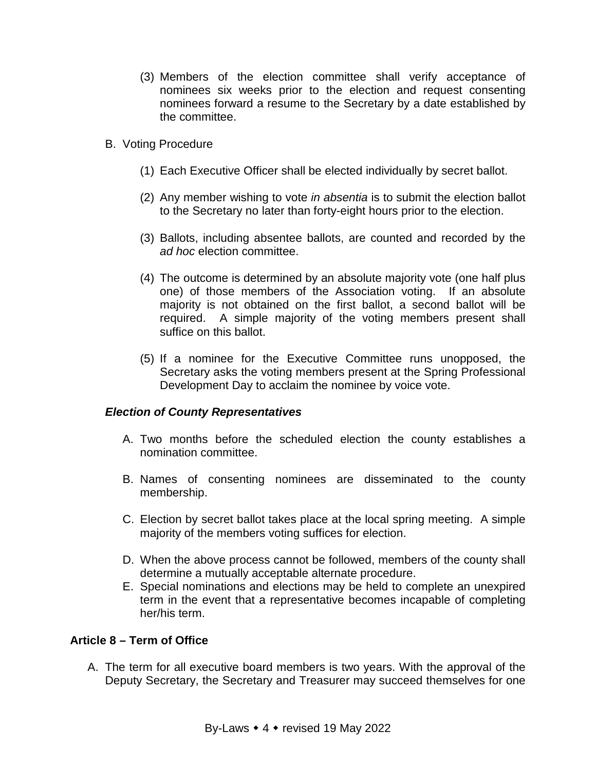(3) Members of the election committee shall verify acceptance of nominees six weeks prior to the election and request consenting nominees forward a resume to the Secretary by a date established by the committee.

B. Voting Procedure

(1) Each Executive Officer shall be elected individually by secret ballot.

(2) Any member wishing to vote *in absentia* is to submit the election ballot to the Secretary no later than forty-eight hours prior to the election.

(3) Ballots, including absentee ballots, are counted and recorded by the *ad hoc* election committee.

(4) The outcome is determined by an absolute majority vote (one half plus one) of those members of the Association voting. If an absolute majority is not obtained on the first ballot, a second ballot will be required. A simple majority of the voting members present shall suffice on this ballot.

(5) If a nominee for the Executive Committee runs unopposed, the Secretary asks the voting members present at the Spring Professional Development Day to acclaim the nominee by voice vote.

***Election of County Representatives***

A. Two months before the scheduled election the county establishes a nomination committee.

B. Names of consenting nominees are disseminated to the county membership.

C. Election by secret ballot takes place at the local spring meeting. A simple majority of the members voting suffices for election.

D. When the above process cannot be followed, members of the county shall determine a mutually acceptable alternate procedure.

E. Special nominations and elections may be held to complete an unexpired term in the event that a representative becomes incapable of completing her/his term.

**Article 8 – Term of Office**

A. The term for all executive board members is two years. With the approval of the Deputy Secretary, the Secretary and Treasurer may succeed themselves for one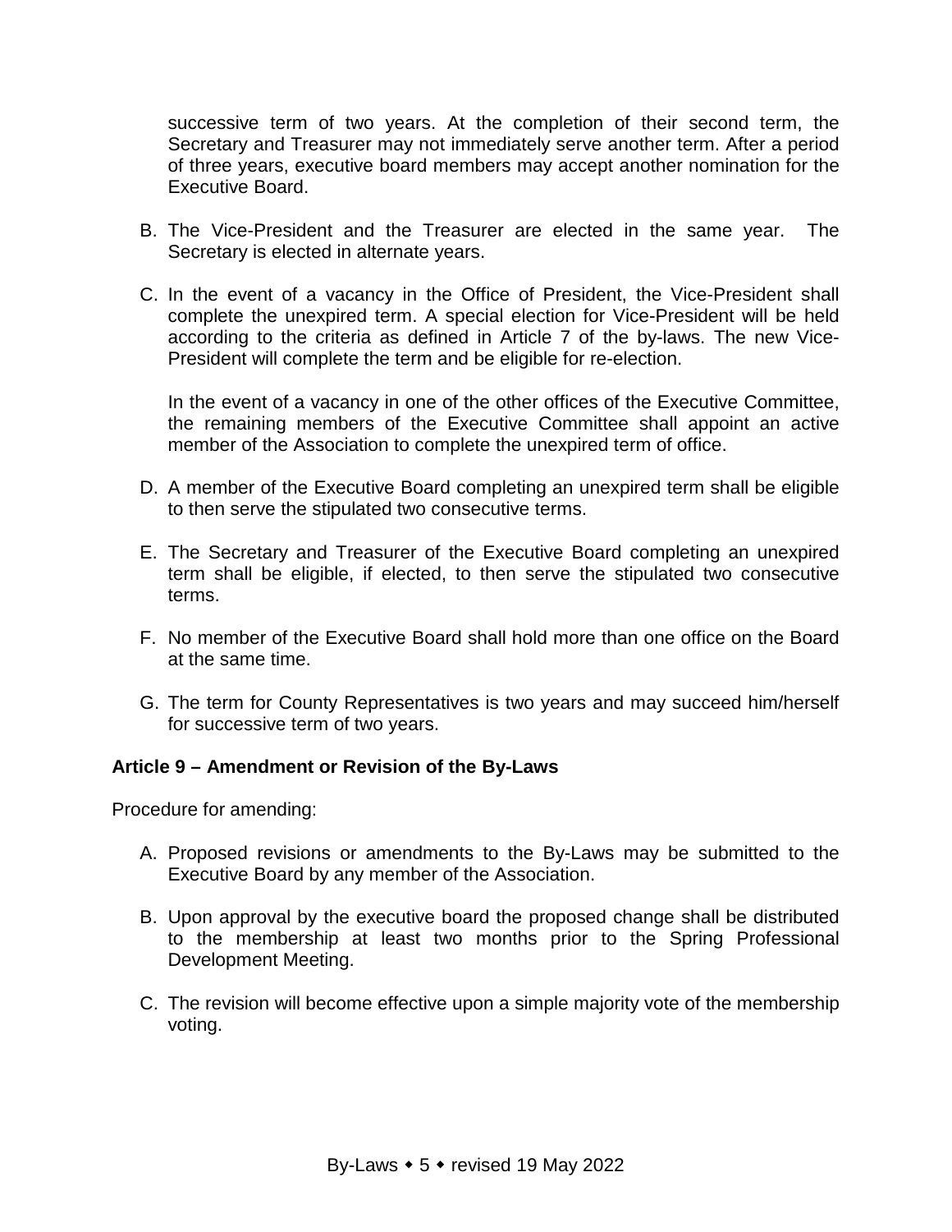successive term of two years. At the completion of their second term, the Secretary and Treasurer may not immediately serve another term. After a period of three years, executive board members may accept another nomination for the Executive Board.

B. The Vice-President and the Treasurer are elected in the same year. The Secretary is elected in alternate years.

C. In the event of a vacancy in the Office of President, the Vice-President shall complete the unexpired term. A special election for Vice-President will be held according to the criteria as defined in Article 7 of the by-laws. The new Vice-President will complete the term and be eligible for re-election.

   In the event of a vacancy in one of the other offices of the Executive Committee, the remaining members of the Executive Committee shall appoint an active member of the Association to complete the unexpired term of office.

D. A member of the Executive Board completing an unexpired term shall be eligible to then serve the stipulated two consecutive terms.

E. The Secretary and Treasurer of the Executive Board completing an unexpired term shall be eligible, if elected, to then serve the stipulated two consecutive terms.

F. No member of the Executive Board shall hold more than one office on the Board at the same time.

G. The term for County Representatives is two years and may succeed him/herself for successive term of two years.

**Article 9 – Amendment or Revision of the By-Laws**

Procedure for amending:

A. Proposed revisions or amendments to the By-Laws may be submitted to the Executive Board by any member of the Association.

B. Upon approval by the executive board the proposed change shall be distributed to the membership at least two months prior to the Spring Professional Development Meeting.

C. The revision will become effective upon a simple majority vote of the membership voting.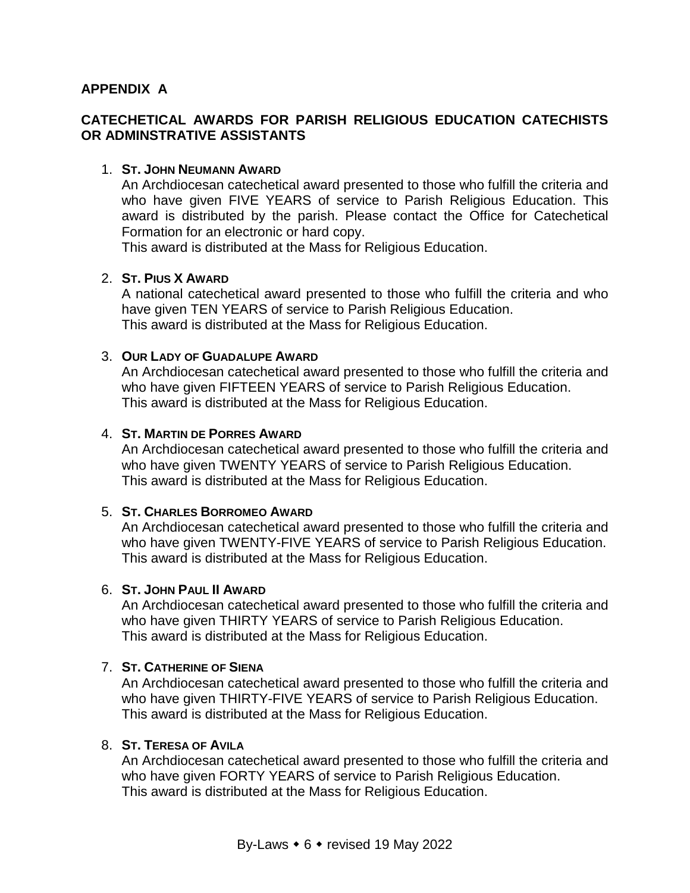## APPENDIX A

## CATECHETICAL AWARDS FOR PARISH RELIGIOUS EDUCATION CATECHISTS OR ADMINSTRATIVE ASSISTANTS

1. **ST. JOHN NEUMANN AWARD**
   An Archdiocesan catechetical award presented to those who fulfill the criteria and who have given FIVE YEARS of service to Parish Religious Education. This award is distributed by the parish. Please contact the Office for Catechetical Formation for an electronic or hard copy.
   This award is distributed at the Mass for Religious Education.

2. **ST. PIUS X AWARD**
   A national catechetical award presented to those who fulfill the criteria and who have given TEN YEARS of service to Parish Religious Education.
   This award is distributed at the Mass for Religious Education.

3. **OUR LADY OF GUADALUPE AWARD**
   An Archdiocesan catechetical award presented to those who fulfill the criteria and who have given FIFTEEN YEARS of service to Parish Religious Education.
   This award is distributed at the Mass for Religious Education.

4. **ST. MARTIN DE PORRES AWARD**
   An Archdiocesan catechetical award presented to those who fulfill the criteria and who have given TWENTY YEARS of service to Parish Religious Education.
   This award is distributed at the Mass for Religious Education.

5. **ST. CHARLES BORROMEO AWARD**
   An Archdiocesan catechetical award presented to those who fulfill the criteria and who have given TWENTY-FIVE YEARS of service to Parish Religious Education.
   This award is distributed at the Mass for Religious Education.

6. **ST. JOHN PAUL II AWARD**
   An Archdiocesan catechetical award presented to those who fulfill the criteria and who have given THIRTY YEARS of service to Parish Religious Education.
   This award is distributed at the Mass for Religious Education.

7. **ST. CATHERINE OF SIENA**
   An Archdiocesan catechetical award presented to those who fulfill the criteria and who have given THIRTY-FIVE YEARS of service to Parish Religious Education.
   This award is distributed at the Mass for Religious Education.

8. **ST. TERESA OF AVILA**
   An Archdiocesan catechetical award presented to those who fulfill the criteria and who have given FORTY YEARS of service to Parish Religious Education.
   This award is distributed at the Mass for Religious Education.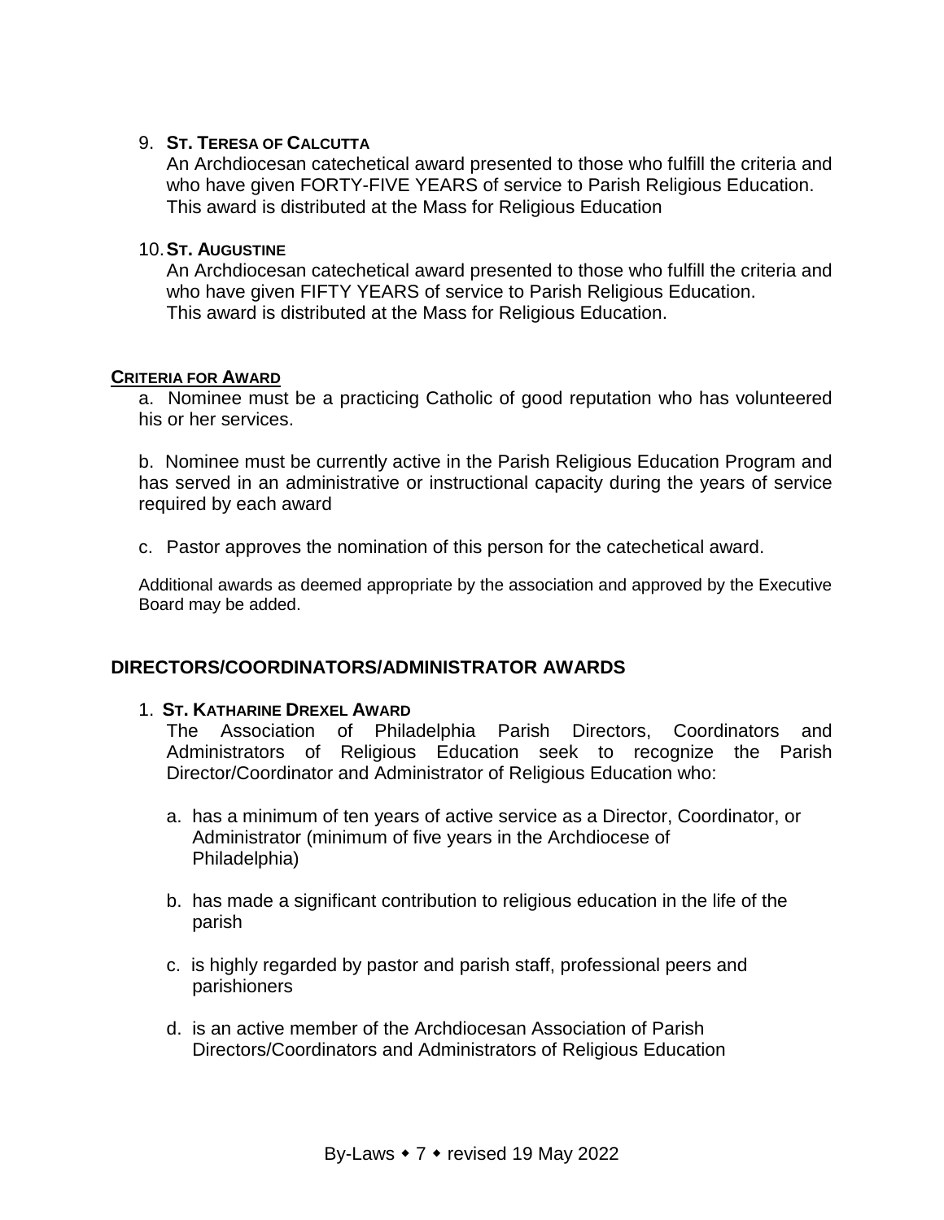9. **St. Teresa of Calcutta**
   An Archdiocesan catechetical award presented to those who fulfill the criteria and who have given FORTY-FIVE YEARS of service to Parish Religious Education. This award is distributed at the Mass for Religious Education

10. **St. Augustine**
    An Archdiocesan catechetical award presented to those who fulfill the criteria and who have given FIFTY YEARS of service to Parish Religious Education. This award is distributed at the Mass for Religious Education.

**Criteria for Award**

a. Nominee must be a practicing Catholic of good reputation who has volunteered his or her services.

b. Nominee must be currently active in the Parish Religious Education Program and has served in an administrative or instructional capacity during the years of service required by each award

c. Pastor approves the nomination of this person for the catechetical award.

Additional awards as deemed appropriate by the association and approved by the Executive Board may be added.

## DIRECTORS/COORDINATORS/ADMINISTRATOR AWARDS

1. **St. Katharine Drexel Award**
   The Association of Philadelphia Parish Directors, Coordinators and Administrators of Religious Education seek to recognize the Parish Director/Coordinator and Administrator of Religious Education who:

   a. has a minimum of ten years of active service as a Director, Coordinator, or Administrator (minimum of five years in the Archdiocese of Philadelphia)

   b. has made a significant contribution to religious education in the life of the parish

   c. is highly regarded by pastor and parish staff, professional peers and parishioners

   d. is an active member of the Archdiocesan Association of Parish Directors/Coordinators and Administrators of Religious Education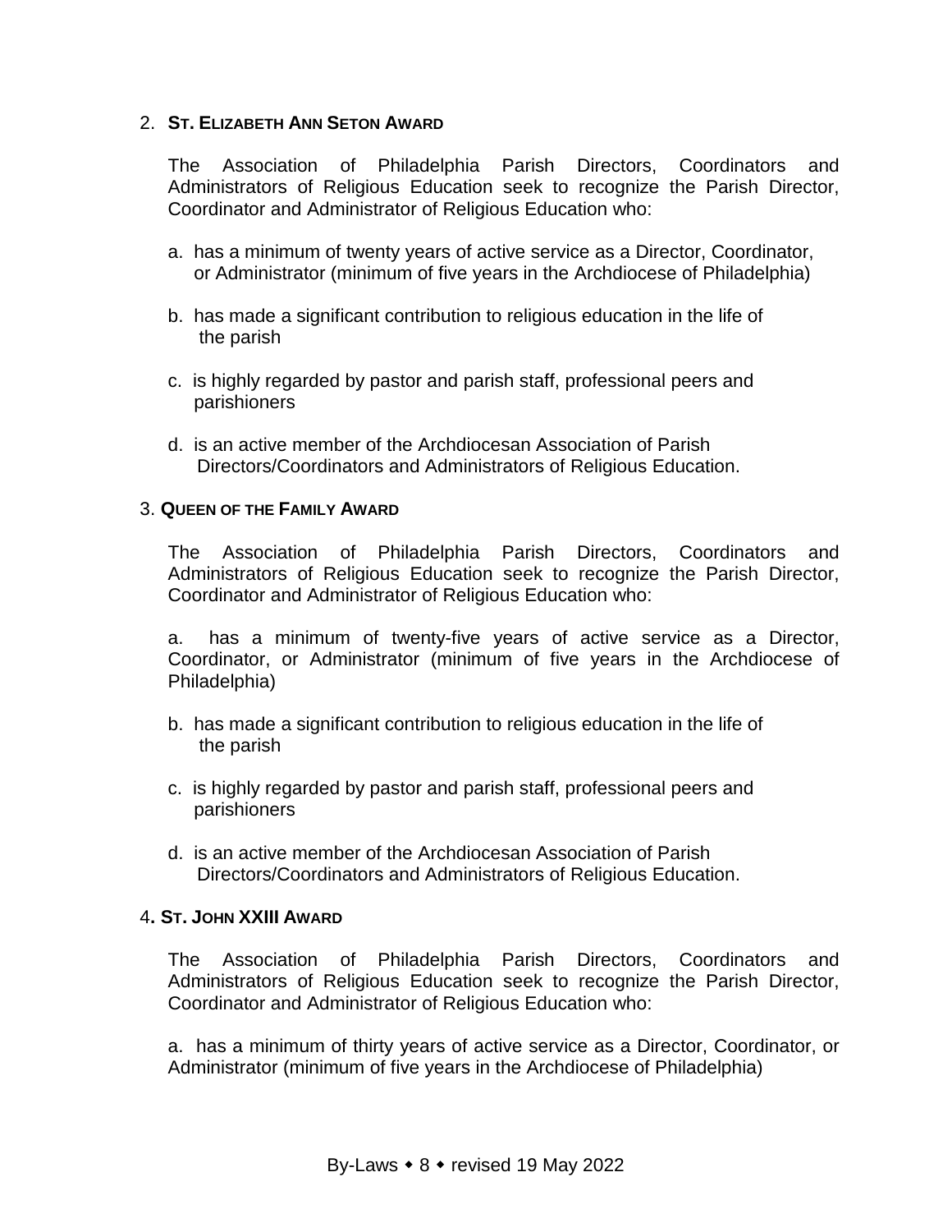2. **St. Elizabeth Ann Seton Award**

The Association of Philadelphia Parish Directors, Coordinators and Administrators of Religious Education seek to recognize the Parish Director, Coordinator and Administrator of Religious Education who:

a. has a minimum of twenty years of active service as a Director, Coordinator, or Administrator (minimum of five years in the Archdiocese of Philadelphia)

b. has made a significant contribution to religious education in the life of the parish

c. is highly regarded by pastor and parish staff, professional peers and parishioners

d. is an active member of the Archdiocesan Association of Parish Directors/Coordinators and Administrators of Religious Education.

3. **Queen of the Family Award**

The Association of Philadelphia Parish Directors, Coordinators and Administrators of Religious Education seek to recognize the Parish Director, Coordinator and Administrator of Religious Education who:

a. has a minimum of twenty-five years of active service as a Director, Coordinator, or Administrator (minimum of five years in the Archdiocese of Philadelphia)

b. has made a significant contribution to religious education in the life of the parish

c. is highly regarded by pastor and parish staff, professional peers and parishioners

d. is an active member of the Archdiocesan Association of Parish Directors/Coordinators and Administrators of Religious Education.

4**. St. John XXIII Award**

The Association of Philadelphia Parish Directors, Coordinators and Administrators of Religious Education seek to recognize the Parish Director, Coordinator and Administrator of Religious Education who:

a. has a minimum of thirty years of active service as a Director, Coordinator, or Administrator (minimum of five years in the Archdiocese of Philadelphia)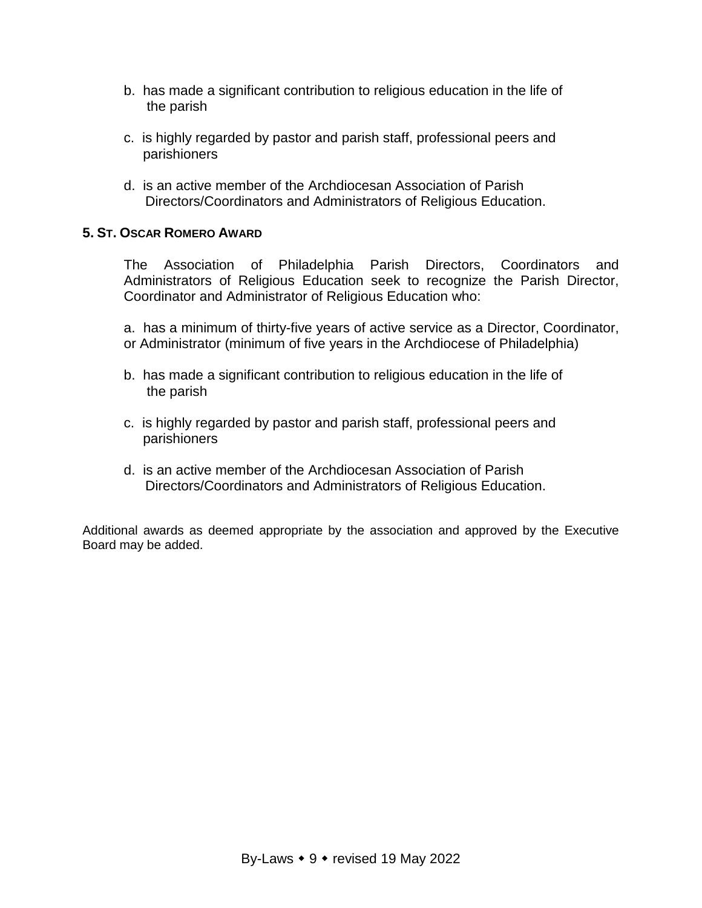b. has made a significant contribution to religious education in the life of the parish

c. is highly regarded by pastor and parish staff, professional peers and parishioners

d. is an active member of the Archdiocesan Association of Parish Directors/Coordinators and Administrators of Religious Education.

**5. ST. OSCAR ROMERO AWARD**

The Association of Philadelphia Parish Directors, Coordinators and Administrators of Religious Education seek to recognize the Parish Director, Coordinator and Administrator of Religious Education who:

a. has a minimum of thirty-five years of active service as a Director, Coordinator, or Administrator (minimum of five years in the Archdiocese of Philadelphia)

b. has made a significant contribution to religious education in the life of the parish

c. is highly regarded by pastor and parish staff, professional peers and parishioners

d. is an active member of the Archdiocesan Association of Parish Directors/Coordinators and Administrators of Religious Education.

Additional awards as deemed appropriate by the association and approved by the Executive Board may be added.